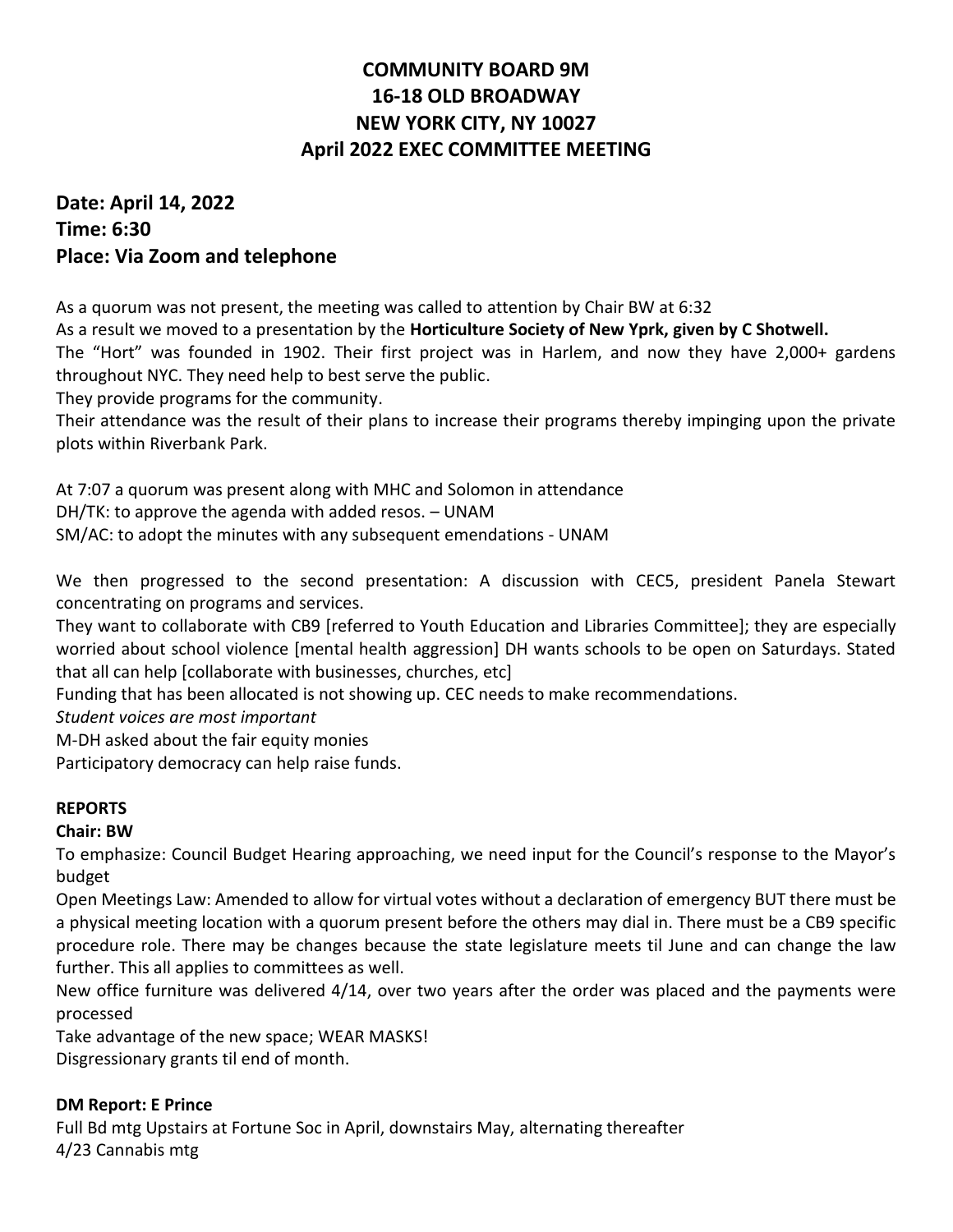# COMMUNITY BOARD 9M
# 16-18 OLD BROADWAY
# NEW YORK CITY, NY 10027
# April 2022 EXEC COMMITTEE MEETING

## Date: April 14, 2022
## Time: 6:30
## Place: Via Zoom and telephone

As a quorum was not present, the meeting was called to attention by Chair BW at 6:32

As a result we moved to a presentation by the **Horticulture Society of New Yprk, given by C Shotwell.**

The "Hort" was founded in 1902. Their first project was in Harlem, and now they have 2,000+ gardens throughout NYC. They need help to best serve the public.

They provide programs for the community.

Their attendance was the result of their plans to increase their programs thereby impinging upon the private plots within Riverbank Park.

At 7:07 a quorum was present along with MHC and Solomon in attendance

DH/TK: to approve the agenda with added resos. – UNAM

SM/AC: to adopt the minutes with any subsequent emendations - UNAM

We then progressed to the second presentation: A discussion with CEC5, president Panela Stewart concentrating on programs and services.

They want to collaborate with CB9 [referred to Youth Education and Libraries Committee]; they are especially worried about school violence [mental health aggression] DH wants schools to be open on Saturdays. Stated that all can help [collaborate with businesses, churches, etc]

Funding that has been allocated is not showing up. CEC needs to make recommendations.

*Student voices are most important*

M-DH asked about the fair equity monies

Participatory democracy can help raise funds.

### REPORTS

**Chair: BW**

To emphasize: Council Budget Hearing approaching, we need input for the Council's response to the Mayor's budget

Open Meetings Law: Amended to allow for virtual votes without a declaration of emergency BUT there must be a physical meeting location with a quorum present before the others may dial in. There must be a CB9 specific procedure role. There may be changes because the state legislature meets til June and can change the law further. This all applies to committees as well.

New office furniture was delivered 4/14, over two years after the order was placed and the payments were processed

Take advantage of the new space; WEAR MASKS!

Disgressionary grants til end of month.

**DM Report: E Prince**

Full Bd mtg Upstairs at Fortune Soc in April, downstairs May, alternating thereafter

4/23 Cannabis mtg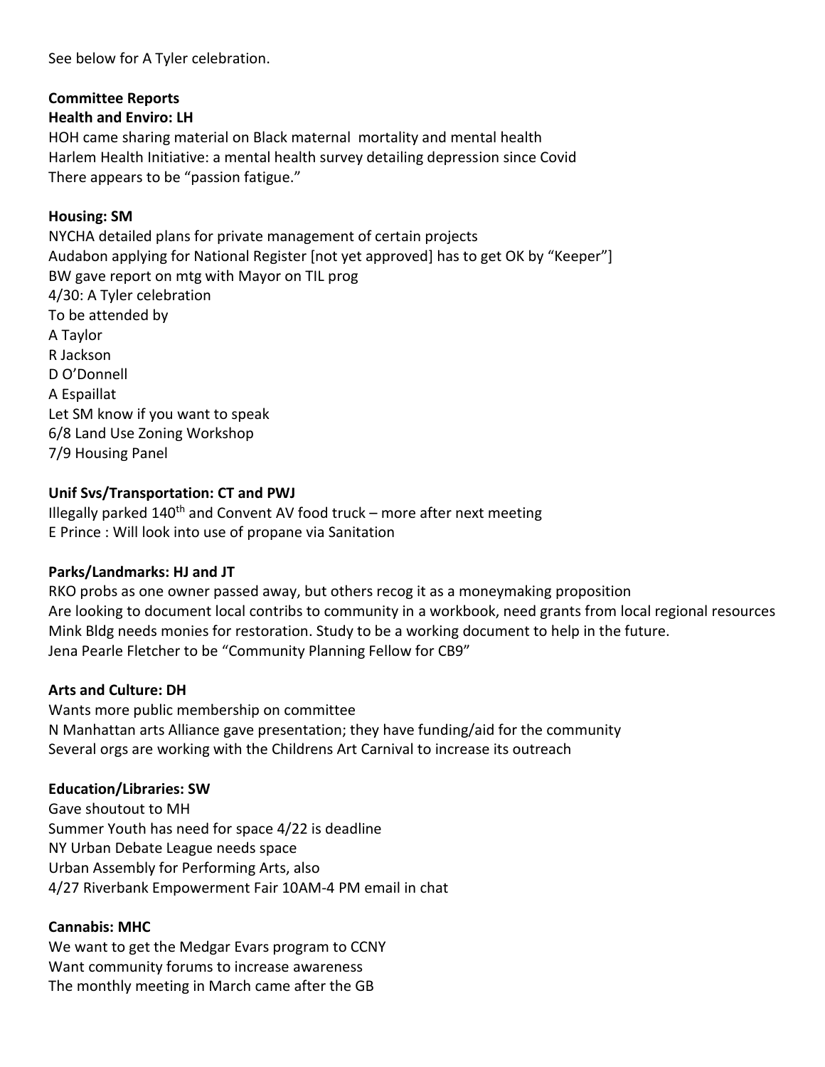See below for A Tyler celebration.

**Committee Reports**

**Health and Enviro: LH**

HOH came sharing material on Black maternal mortality and mental health
Harlem Health Initiative: a mental health survey detailing depression since Covid
There appears to be "passion fatigue."

**Housing: SM**

NYCHA detailed plans for private management of certain projects
Audabon applying for National Register [not yet approved] has to get OK by "Keeper"]
BW gave report on mtg with Mayor on TIL prog
4/30: A Tyler celebration
To be attended by
A Taylor
R Jackson
D O'Donnell
A Espaillat
Let SM know if you want to speak
6/8 Land Use Zoning Workshop
7/9 Housing Panel

**Unif Svs/Transportation: CT and PWJ**

Illegally parked 140th and Convent AV food truck – more after next meeting
E Prince : Will look into use of propane via Sanitation

**Parks/Landmarks: HJ and JT**

RKO probs as one owner passed away, but others recog it as a moneymaking proposition
Are looking to document local contribs to community in a workbook, need grants from local regional resources
Mink Bldg needs monies for restoration. Study to be a working document to help in the future.
Jena Pearle Fletcher to be "Community Planning Fellow for CB9"

**Arts and Culture: DH**

Wants more public membership on committee
N Manhattan arts Alliance gave presentation; they have funding/aid for the community
Several orgs are working with the Childrens Art Carnival to increase its outreach

**Education/Libraries: SW**

Gave shoutout to MH
Summer Youth has need for space 4/22 is deadline
NY Urban Debate League needs space
Urban Assembly for Performing Arts, also
4/27 Riverbank Empowerment Fair 10AM-4 PM email in chat

**Cannabis: MHC**

We want to get the Medgar Evars program to CCNY
Want community forums to increase awareness
The monthly meeting in March came after the GB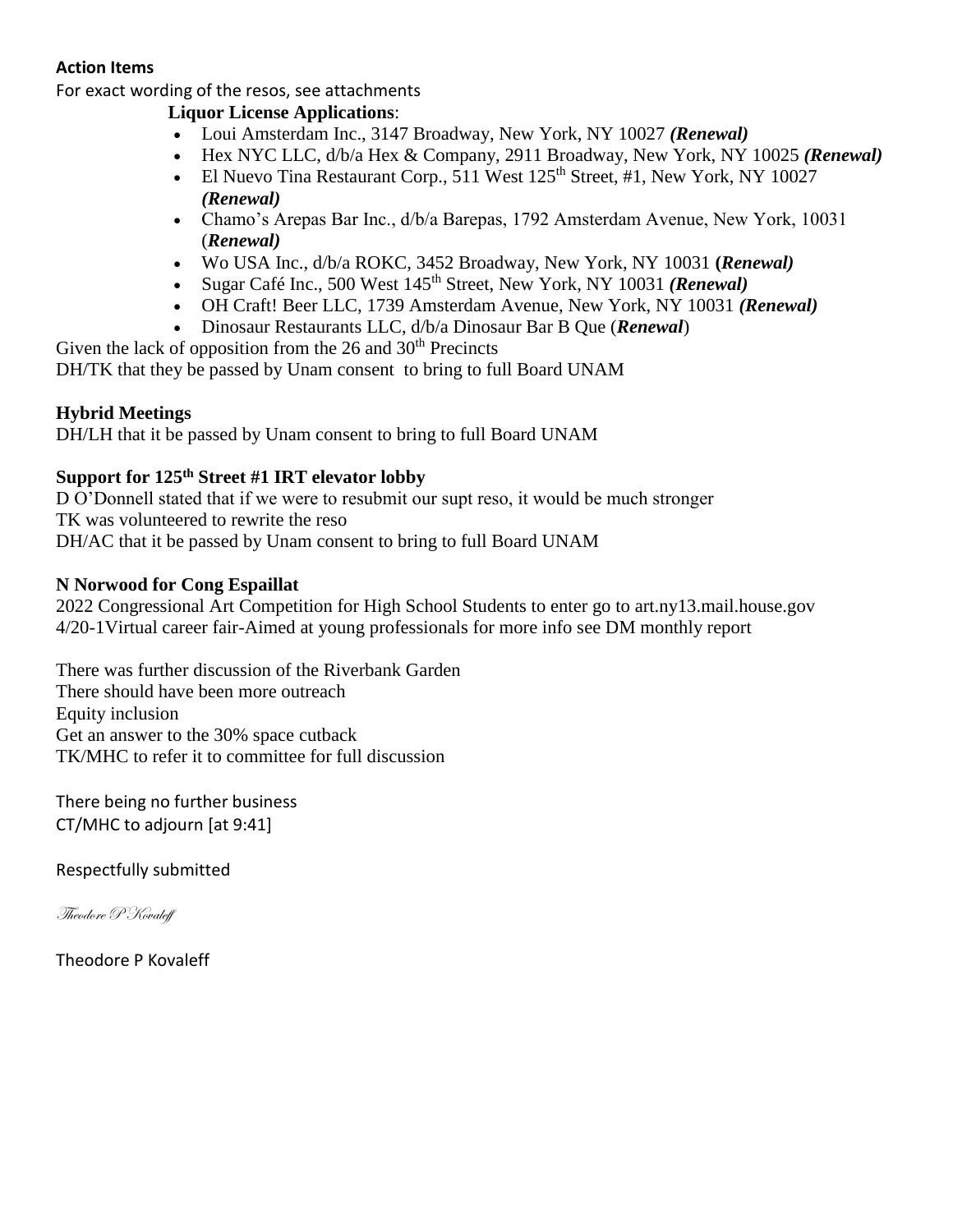**Action Items**

For exact wording of the resos, see attachments

**Liquor License Applications**:

- Loui Amsterdam Inc., 3147 Broadway, New York, NY 10027 ***(Renewal)***
- Hex NYC LLC, d/b/a Hex & Company, 2911 Broadway, New York, NY 10025 ***(Renewal)***
- El Nuevo Tina Restaurant Corp., 511 West 125th Street, #1, New York, NY 10027 ***(Renewal)***
- Chamo's Arepas Bar Inc., d/b/a Barepas, 1792 Amsterdam Avenue, New York, 10031 (***Renewal)***
- Wo USA Inc., d/b/a ROKC, 3452 Broadway, New York, NY 10031 **(*Renewal)***
- Sugar Café Inc., 500 West 145th Street, New York, NY 10031 ***(Renewal)***
- OH Craft! Beer LLC, 1739 Amsterdam Avenue, New York, NY 10031 ***(Renewal)***
- Dinosaur Restaurants LLC, d/b/a Dinosaur Bar B Que (***Renewal***)

Given the lack of opposition from the 26 and 30th Precincts

DH/TK that they be passed by Unam consent to bring to full Board UNAM

**Hybrid Meetings**

DH/LH that it be passed by Unam consent to bring to full Board UNAM

**Support for 125th Street #1 IRT elevator lobby**

D O'Donnell stated that if we were to resubmit our supt reso, it would be much stronger

TK was volunteered to rewrite the reso

DH/AC that it be passed by Unam consent to bring to full Board UNAM

**N Norwood for Cong Espaillat**

2022 Congressional Art Competition for High School Students to enter go to art.ny13.mail.house.gov

4/20-1Virtual career fair-Aimed at young professionals for more info see DM monthly report

There was further discussion of the Riverbank Garden

There should have been more outreach

Equity inclusion

Get an answer to the 30% space cutback

TK/MHC to refer it to committee for full discussion

There being no further business

CT/MHC to adjourn [at 9:41]

Respectfully submitted

*Theodore P Kovaleff*

Theodore P Kovaleff